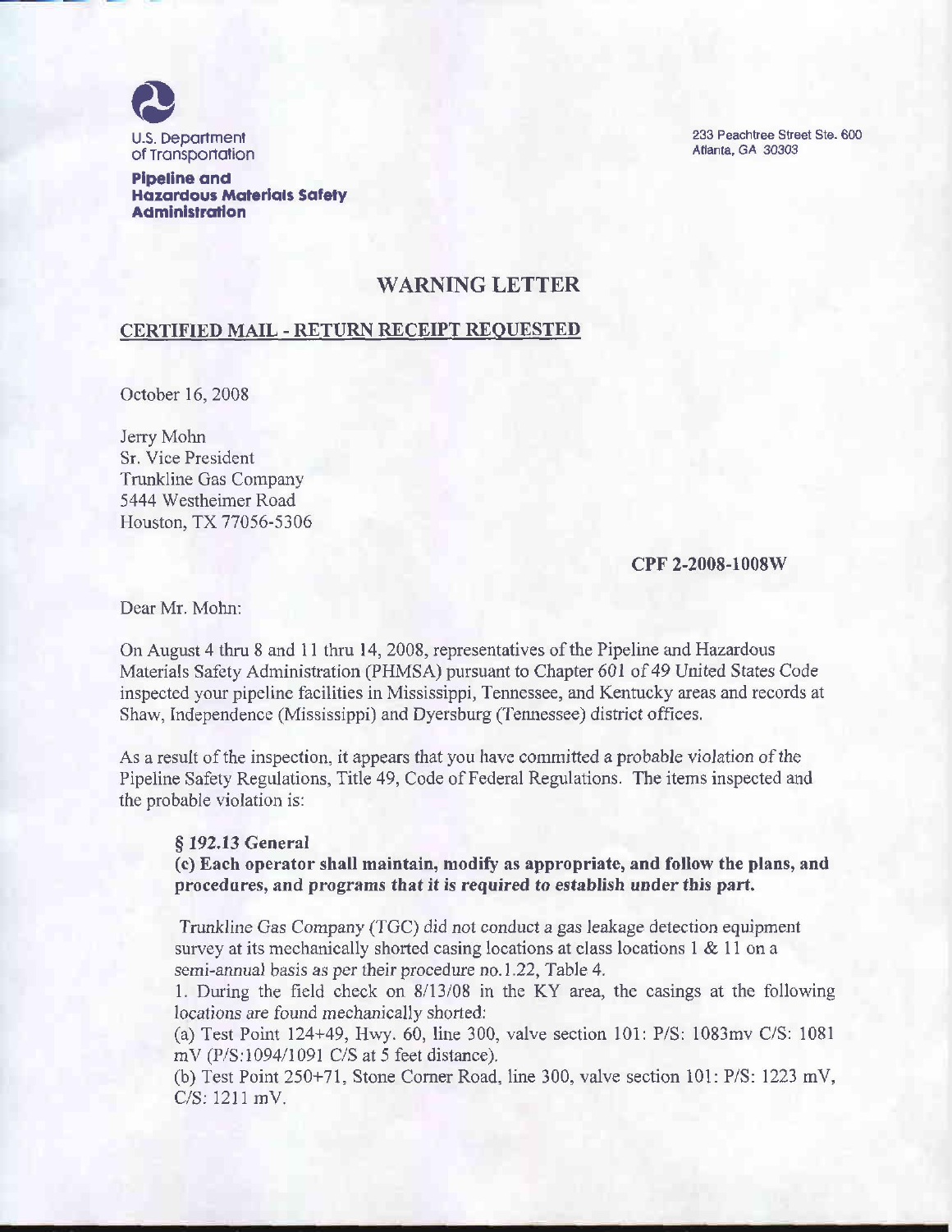U.S. Department of Transportation

**Pipeline and Hazardous Materials Safety Administration**

233 Peachtree Street Ste. 600
Atlanta, GA 30303

## WARNING LETTER

**CERTIFIED MAIL - RETURN RECEIPT REQUESTED**

October 16, 2008

Jerry Mohn
Sr. Vice President
Trunkline Gas Company
5444 Westheimer Road
Houston, TX 77056-5306

**CPF 2-2008-1008W**

Dear Mr. Mohn:

On August 4 thru 8 and 11 thru 14, 2008, representatives of the Pipeline and Hazardous Materials Safety Administration (PHMSA) pursuant to Chapter 601 of 49 United States Code inspected your pipeline facilities in Mississippi, Tennessee, and Kentucky areas and records at Shaw, Independence (Mississippi) and Dyersburg (Tennessee) district offices.

As a result of the inspection, it appears that you have committed a probable violation of the Pipeline Safety Regulations, Title 49, Code of Federal Regulations. The items inspected and the probable violation is:

***§ 192.13 General***

**(c) Each operator shall maintain, modify as appropriate, and follow the plans, and procedures, and programs that it is required to establish under this part.**

Trunkline Gas Company (TGC) did not conduct a gas leakage detection equipment survey at its mechanically shorted casing locations at class locations 1 & 11 on a semi-annual basis as per their procedure no.1.22, Table 4.

1. During the field check on 8/13/08 in the KY area, the casings at the following locations are found mechanically shorted:

(a) Test Point 124+49, Hwy. 60, line 300, valve section 101: P/S: 1083mv C/S: 1081 mV (P/S:1094/1091 C/S at 5 feet distance).

(b) Test Point 250+71, Stone Corner Road, line 300, valve section 101: P/S: 1223 mV, C/S: 1211 mV.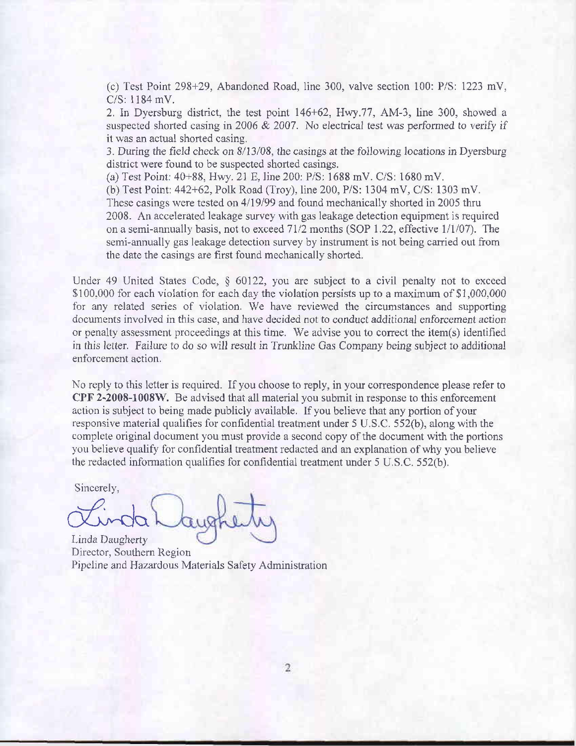(c) Test Point 298+29, Abandoned Road, line 300, valve section 100: P/S: 1223 mV, C/S: 1184 mV.

2. In Dyersburg district, the test point 146+62, Hwy.77, AM-3, line 300, showed a suspected shorted casing in 2006 & 2007. No electrical test was performed to verify if it was an actual shorted casing.

3. During the field check on 8/13/08, the casings at the following locations in Dyersburg district were found to be suspected shorted casings.

(a) Test Point: 40+88, Hwy. 21 E, line 200: P/S: 1688 mV. C/S: 1680 mV.

(b) Test Point: 442+62, Polk Road (Troy), line 200, P/S: 1304 mV, C/S: 1303 mV.

These casings were tested on 4/19/99 and found mechanically shorted in 2005 thru 2008. An accelerated leakage survey with gas leakage detection equipment is required on a semi-annually basis, not to exceed 71/2 months (SOP 1.22, effective 1/1/07). The semi-annually gas leakage detection survey by instrument is not being carried out from the date the casings are first found mechanically shorted.

Under 49 United States Code, § 60122, you are subject to a civil penalty not to exceed $100,000 for each violation for each day the violation persists up to a maximum of $1,000,000 for any related series of violation. We have reviewed the circumstances and supporting documents involved in this case, and have decided not to conduct additional enforcement action or penalty assessment proceedings at this time. We advise you to correct the item(s) identified in this letter. Failure to do so will result in Trunkline Gas Company being subject to additional enforcement action.

No reply to this letter is required. If you choose to reply, in your correspondence please refer to **CPF 2-2008-1008W.** Be advised that all material you submit in response to this enforcement action is subject to being made publicly available. If you believe that any portion of your responsive material qualifies for confidential treatment under 5 U.S.C. 552(b), along with the complete original document you must provide a second copy of the document with the portions you believe qualify for confidential treatment redacted and an explanation of why you believe the redacted information qualifies for confidential treatment under 5 U.S.C. 552(b).

Sincerely,

Linda Daugherty

Linda Daugherty
Director, Southern Region
Pipeline and Hazardous Materials Safety Administration